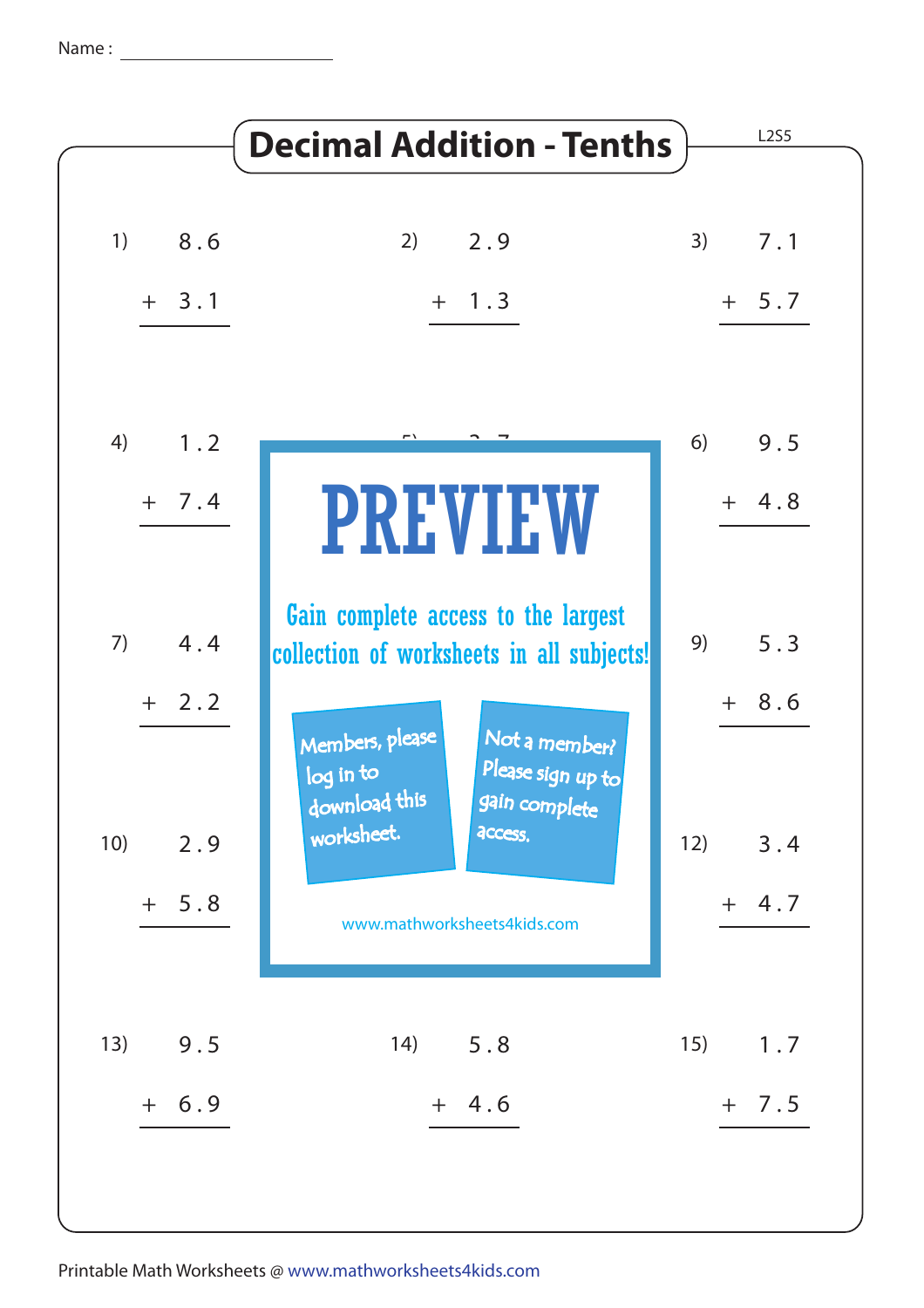Name : ____________________

# Decimal Addition - Tenths

L2S5

1) $8.6 + 3.1$

2) $2.9 + 1.3$

3) $7.1 + 5.7$

4) $1.2 + 7.4$

6) $9.5 + 4.8$

7) $4.4 + 2.2$

9) $5.3 + 8.6$

10) $2.9 + 5.8$

12) $3.4 + 4.7$

13) $9.5 + 6.9$

14) $5.8 + 4.6$

15) $1.7 + 7.5$

**PREVIEW**

Gain complete access to the largest collection of worksheets in all subjects!

Members, please log in to download this worksheet.

Not a member? Please sign up to gain complete access.

www.mathworksheets4kids.com

Printable Math Worksheets @ www.mathworksheets4kids.com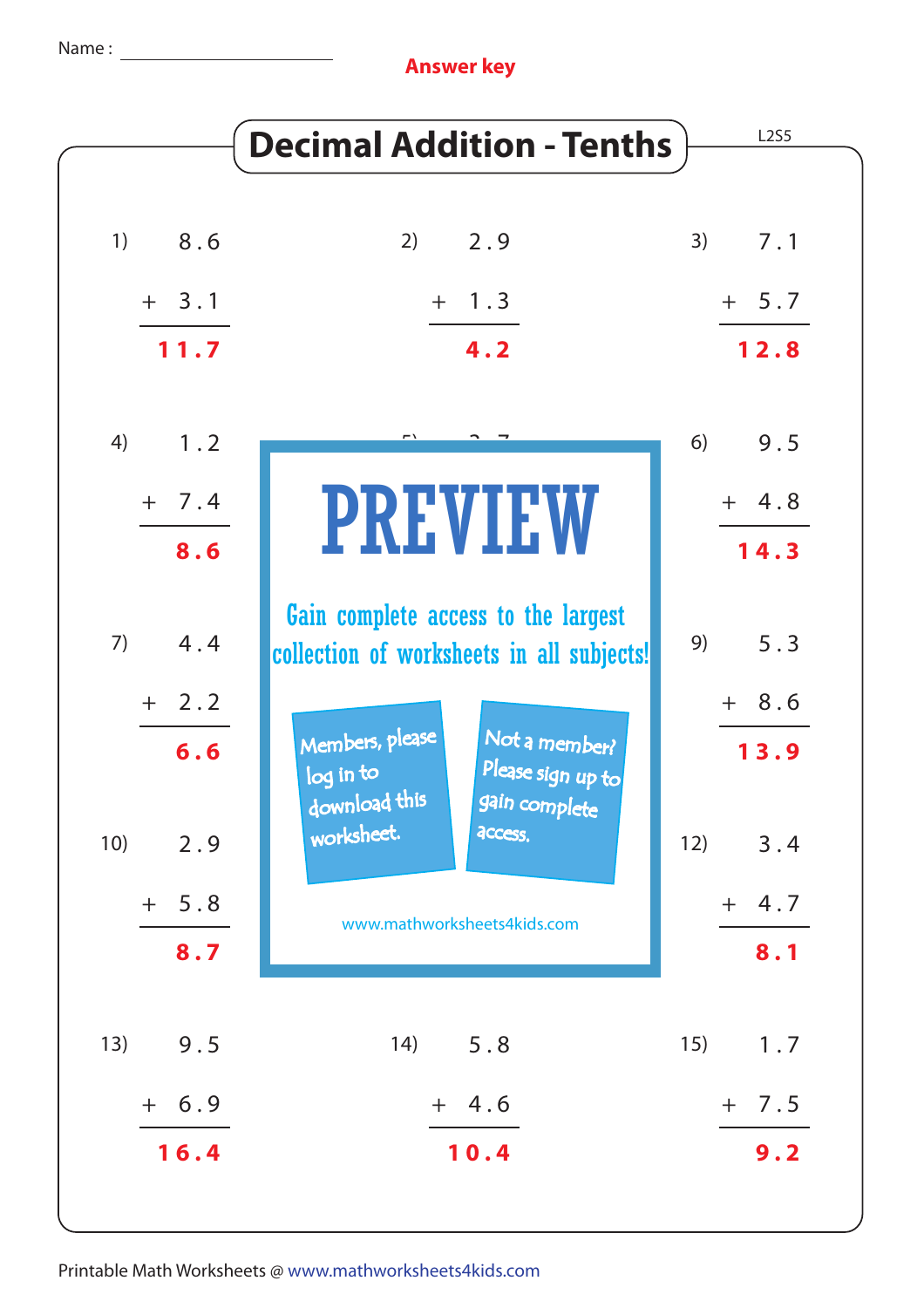Name : ____________________

**Answer key**

# Decimal Addition - Tenths

L2S5

1) $8.6 + 3.1 = $ **11.7**

2) $2.9 + 1.3 = $ **4.2**

3) $7.1 + 5.7 = $ **12.8**

4) $1.2 + 7.4 = $ **8.6**

6) $9.5 + 4.8 = $ **14.3**

7) $4.4 + 2.2 = $ **6.6**

9) $5.3 + 8.6 = $ **13.9**

10) $2.9 + 5.8 = $ **8.7**

12) $3.4 + 4.7 = $ **8.1**

13) $9.5 + 6.9 = $ **16.4**

14) $5.8 + 4.6 = $ **10.4**

15) $1.7 + 7.5 = $ **9.2**

PREVIEW

Gain complete access to the largest collection of worksheets in all subjects!

Members, please log in to download this worksheet.

Not a member? Please sign up to gain complete access.

www.mathworksheets4kids.com

Printable Math Worksheets @ www.mathworksheets4kids.com